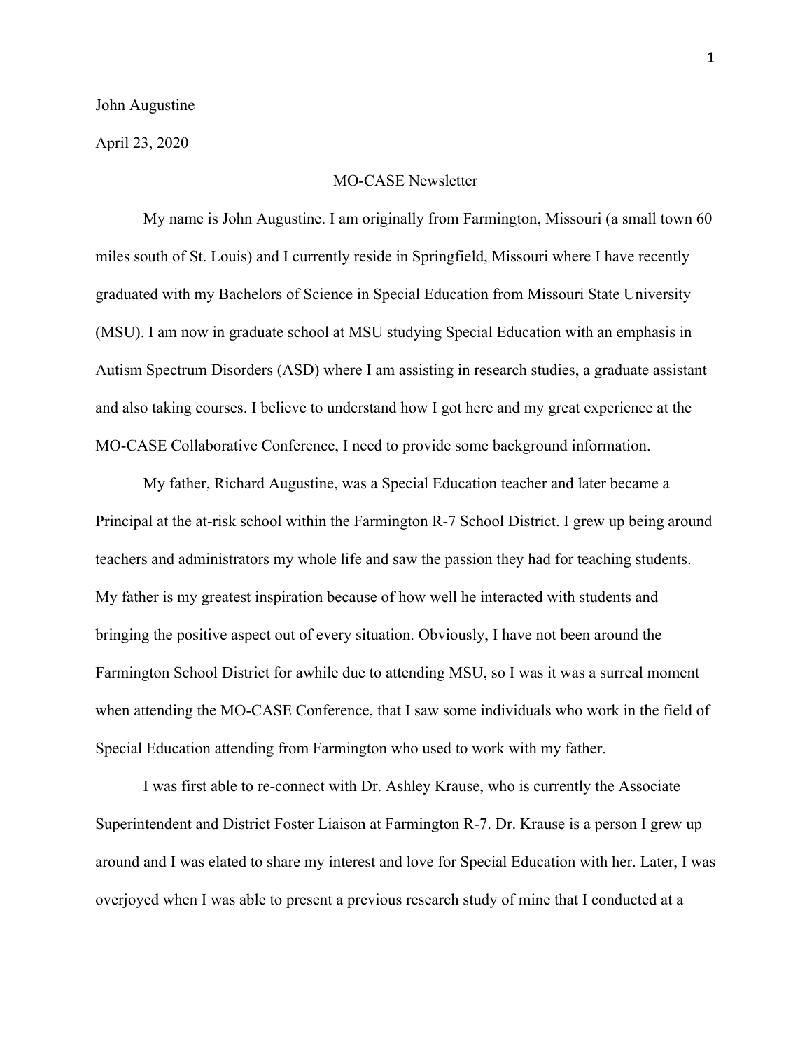John Augustine

April 23, 2020

MO-CASE Newsletter

My name is John Augustine. I am originally from Farmington, Missouri (a small town 60 miles south of St. Louis) and I currently reside in Springfield, Missouri where I have recently graduated with my Bachelors of Science in Special Education from Missouri State University (MSU). I am now in graduate school at MSU studying Special Education with an emphasis in Autism Spectrum Disorders (ASD) where I am assisting in research studies, a graduate assistant and also taking courses. I believe to understand how I got here and my great experience at the MO-CASE Collaborative Conference, I need to provide some background information.

My father, Richard Augustine, was a Special Education teacher and later became a Principal at the at-risk school within the Farmington R-7 School District. I grew up being around teachers and administrators my whole life and saw the passion they had for teaching students. My father is my greatest inspiration because of how well he interacted with students and bringing the positive aspect out of every situation. Obviously, I have not been around the Farmington School District for awhile due to attending MSU, so I was it was a surreal moment when attending the MO-CASE Conference, that I saw some individuals who work in the field of Special Education attending from Farmington who used to work with my father.

I was first able to re-connect with Dr. Ashley Krause, who is currently the Associate Superintendent and District Foster Liaison at Farmington R-7. Dr. Krause is a person I grew up around and I was elated to share my interest and love for Special Education with her. Later, I was overjoyed when I was able to present a previous research study of mine that I conducted at a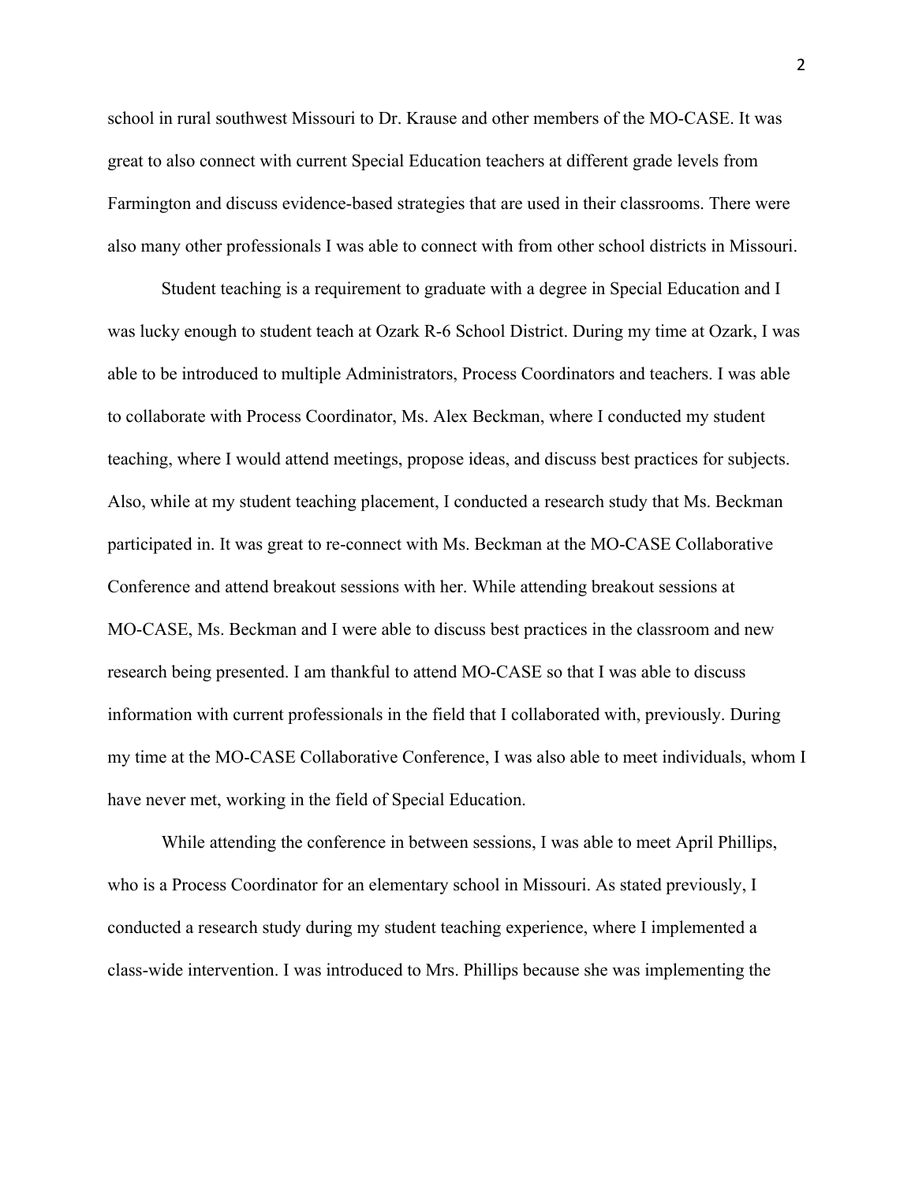school in rural southwest Missouri to Dr. Krause and other members of the MO-CASE. It was great to also connect with current Special Education teachers at different grade levels from Farmington and discuss evidence-based strategies that are used in their classrooms. There were also many other professionals I was able to connect with from other school districts in Missouri.

Student teaching is a requirement to graduate with a degree in Special Education and I was lucky enough to student teach at Ozark R-6 School District. During my time at Ozark, I was able to be introduced to multiple Administrators, Process Coordinators and teachers. I was able to collaborate with Process Coordinator, Ms. Alex Beckman, where I conducted my student teaching, where I would attend meetings, propose ideas, and discuss best practices for subjects. Also, while at my student teaching placement, I conducted a research study that Ms. Beckman participated in. It was great to re-connect with Ms. Beckman at the MO-CASE Collaborative Conference and attend breakout sessions with her. While attending breakout sessions at MO-CASE, Ms. Beckman and I were able to discuss best practices in the classroom and new research being presented. I am thankful to attend MO-CASE so that I was able to discuss information with current professionals in the field that I collaborated with, previously. During my time at the MO-CASE Collaborative Conference, I was also able to meet individuals, whom I have never met, working in the field of Special Education.

While attending the conference in between sessions, I was able to meet April Phillips, who is a Process Coordinator for an elementary school in Missouri. As stated previously, I conducted a research study during my student teaching experience, where I implemented a class-wide intervention. I was introduced to Mrs. Phillips because she was implementing the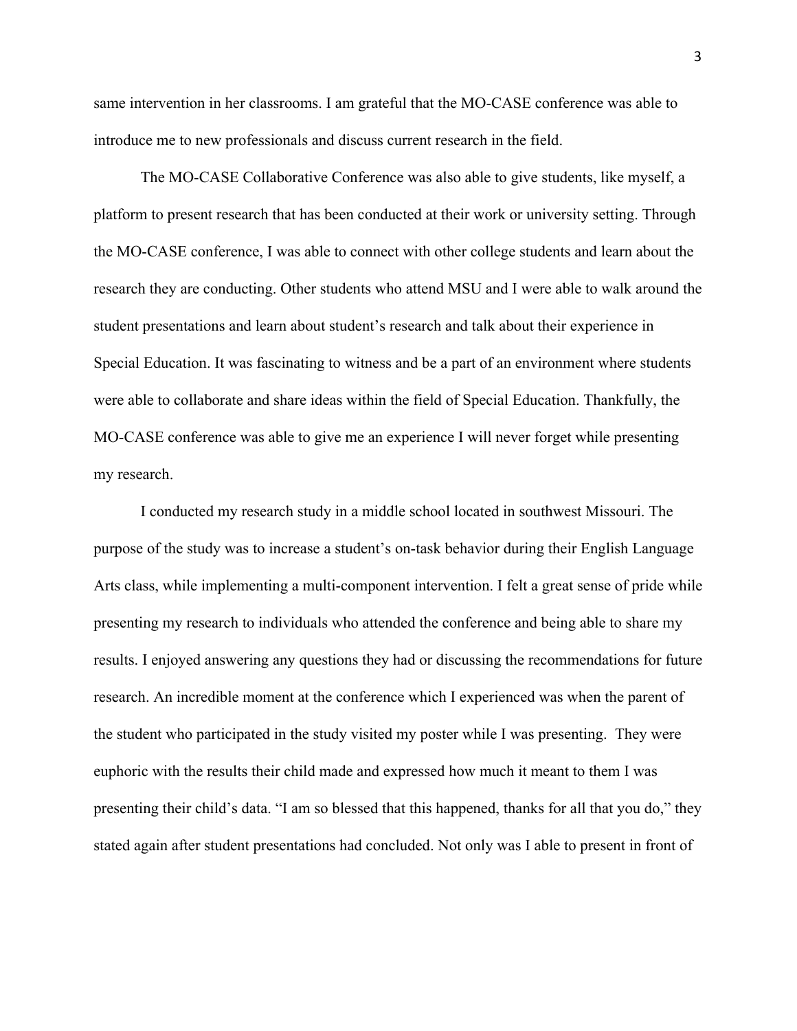same intervention in her classrooms. I am grateful that the MO-CASE conference was able to introduce me to new professionals and discuss current research in the field.

The MO-CASE Collaborative Conference was also able to give students, like myself, a platform to present research that has been conducted at their work or university setting. Through the MO-CASE conference, I was able to connect with other college students and learn about the research they are conducting. Other students who attend MSU and I were able to walk around the student presentations and learn about student's research and talk about their experience in Special Education. It was fascinating to witness and be a part of an environment where students were able to collaborate and share ideas within the field of Special Education. Thankfully, the MO-CASE conference was able to give me an experience I will never forget while presenting my research.

I conducted my research study in a middle school located in southwest Missouri. The purpose of the study was to increase a student's on-task behavior during their English Language Arts class, while implementing a multi-component intervention. I felt a great sense of pride while presenting my research to individuals who attended the conference and being able to share my results. I enjoyed answering any questions they had or discussing the recommendations for future research. An incredible moment at the conference which I experienced was when the parent of the student who participated in the study visited my poster while I was presenting. They were euphoric with the results their child made and expressed how much it meant to them I was presenting their child's data. "I am so blessed that this happened, thanks for all that you do," they stated again after student presentations had concluded. Not only was I able to present in front of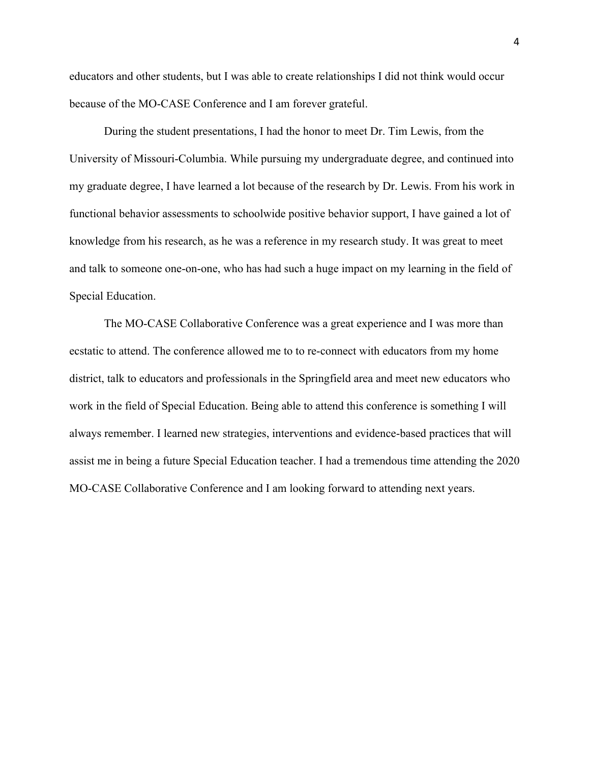educators and other students, but I was able to create relationships I did not think would occur because of the MO-CASE Conference and I am forever grateful.

During the student presentations, I had the honor to meet Dr. Tim Lewis, from the University of Missouri-Columbia. While pursuing my undergraduate degree, and continued into my graduate degree, I have learned a lot because of the research by Dr. Lewis. From his work in functional behavior assessments to schoolwide positive behavior support, I have gained a lot of knowledge from his research, as he was a reference in my research study. It was great to meet and talk to someone one-on-one, who has had such a huge impact on my learning in the field of Special Education.

The MO-CASE Collaborative Conference was a great experience and I was more than ecstatic to attend. The conference allowed me to to re-connect with educators from my home district, talk to educators and professionals in the Springfield area and meet new educators who work in the field of Special Education. Being able to attend this conference is something I will always remember. I learned new strategies, interventions and evidence-based practices that will assist me in being a future Special Education teacher. I had a tremendous time attending the 2020 MO-CASE Collaborative Conference and I am looking forward to attending next years.